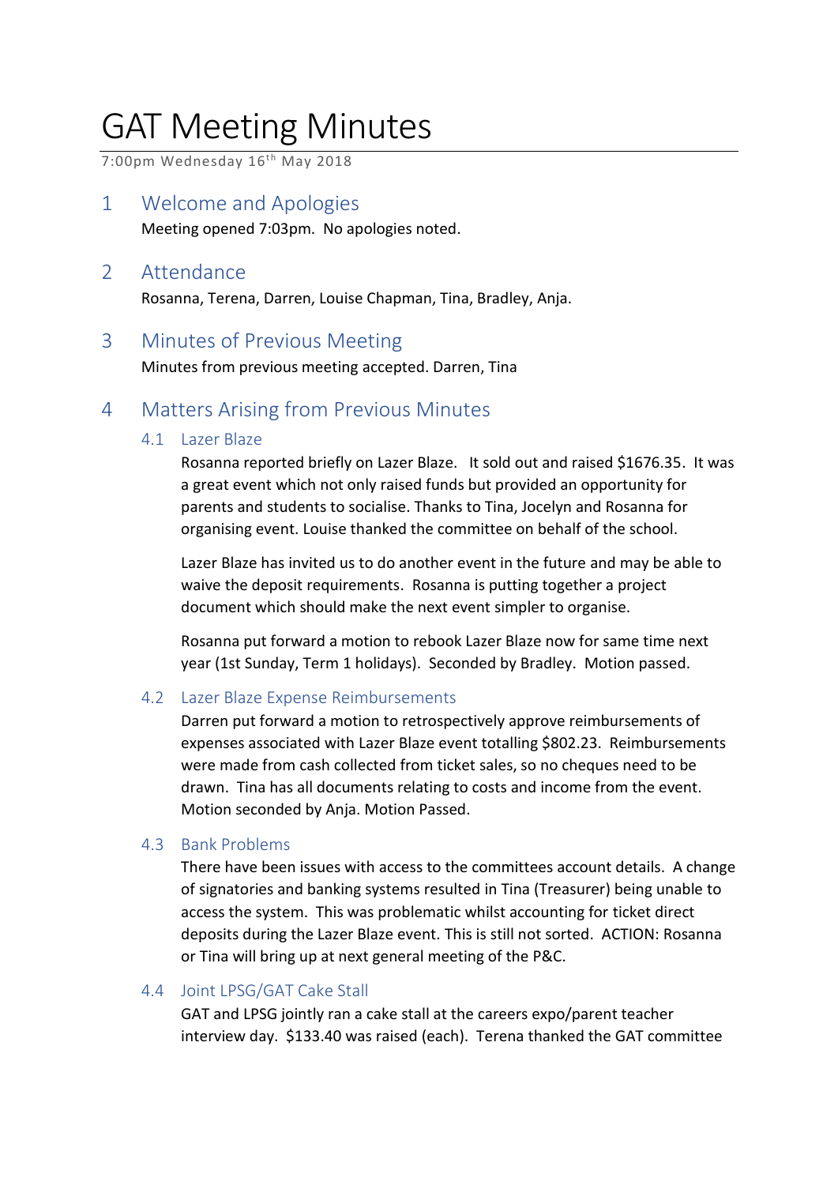# GAT Meeting Minutes

7:00pm Wednesday 16th May 2018

## 1 Welcome and Apologies

Meeting opened 7:03pm. No apologies noted.

## 2 Attendance

Rosanna, Terena, Darren, Louise Chapman, Tina, Bradley, Anja.

## 3 Minutes of Previous Meeting

Minutes from previous meeting accepted. Darren, Tina

## 4 Matters Arising from Previous Minutes

### 4.1 Lazer Blaze

Rosanna reported briefly on Lazer Blaze. It sold out and raised $1676.35. It was a great event which not only raised funds but provided an opportunity for parents and students to socialise. Thanks to Tina, Jocelyn and Rosanna for organising event. Louise thanked the committee on behalf of the school.

Lazer Blaze has invited us to do another event in the future and may be able to waive the deposit requirements. Rosanna is putting together a project document which should make the next event simpler to organise.

Rosanna put forward a motion to rebook Lazer Blaze now for same time next year (1st Sunday, Term 1 holidays). Seconded by Bradley. Motion passed.

### 4.2 Lazer Blaze Expense Reimbursements

Darren put forward a motion to retrospectively approve reimbursements of expenses associated with Lazer Blaze event totalling $802.23. Reimbursements were made from cash collected from ticket sales, so no cheques need to be drawn. Tina has all documents relating to costs and income from the event. Motion seconded by Anja. Motion Passed.

### 4.3 Bank Problems

There have been issues with access to the committees account details. A change of signatories and banking systems resulted in Tina (Treasurer) being unable to access the system. This was problematic whilst accounting for ticket direct deposits during the Lazer Blaze event. This is still not sorted. ACTION: Rosanna or Tina will bring up at next general meeting of the P&C.

### 4.4 Joint LPSG/GAT Cake Stall

GAT and LPSG jointly ran a cake stall at the careers expo/parent teacher interview day. $133.40 was raised (each). Terena thanked the GAT committee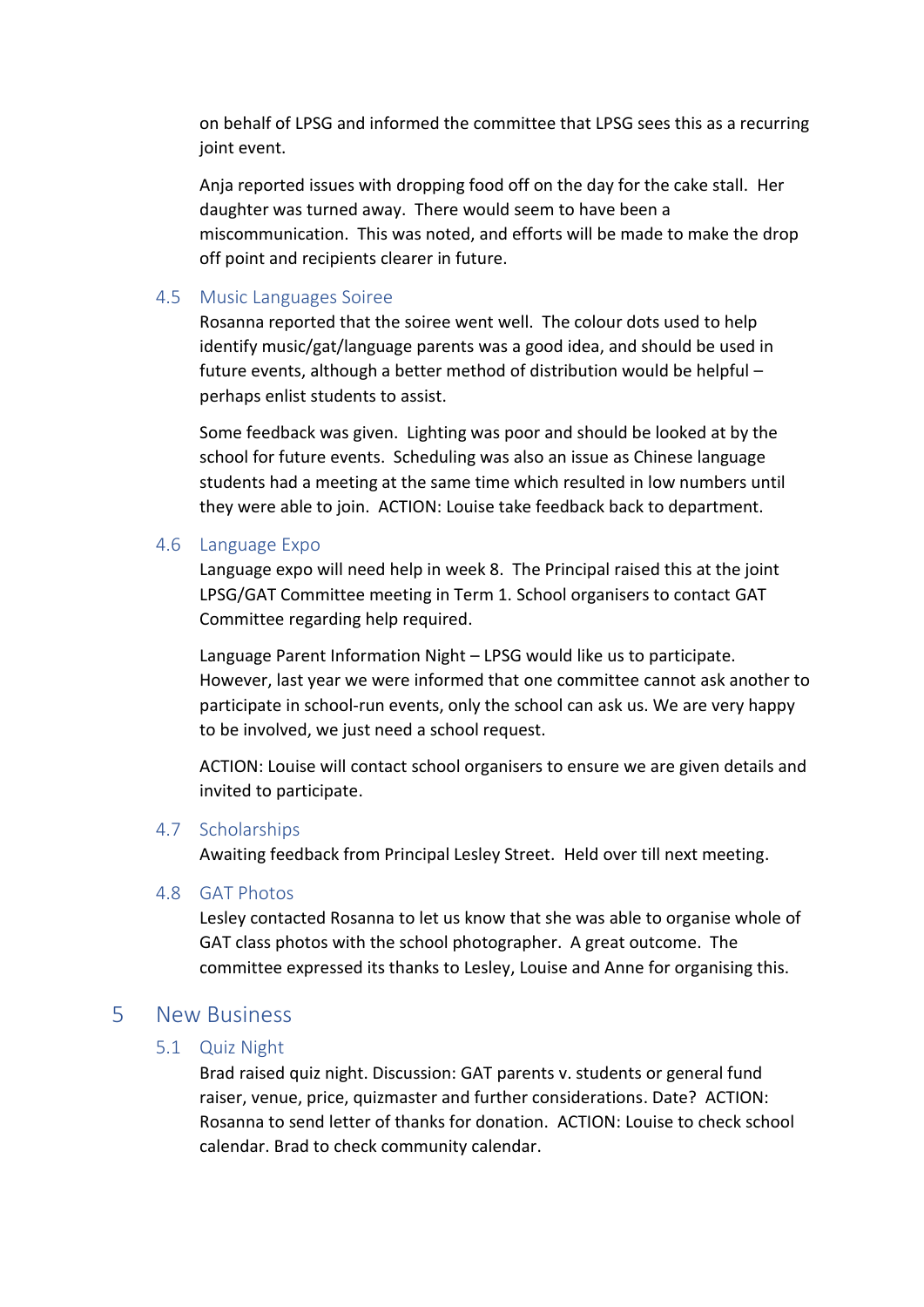on behalf of LPSG and informed the committee that LPSG sees this as a recurring joint event.

Anja reported issues with dropping food off on the day for the cake stall. Her daughter was turned away. There would seem to have been a miscommunication. This was noted, and efforts will be made to make the drop off point and recipients clearer in future.

### 4.5 Music Languages Soiree

Rosanna reported that the soiree went well. The colour dots used to help identify music/gat/language parents was a good idea, and should be used in future events, although a better method of distribution would be helpful – perhaps enlist students to assist.

Some feedback was given. Lighting was poor and should be looked at by the school for future events. Scheduling was also an issue as Chinese language students had a meeting at the same time which resulted in low numbers until they were able to join. ACTION: Louise take feedback back to department.

### 4.6 Language Expo

Language expo will need help in week 8. The Principal raised this at the joint LPSG/GAT Committee meeting in Term 1. School organisers to contact GAT Committee regarding help required.

Language Parent Information Night – LPSG would like us to participate. However, last year we were informed that one committee cannot ask another to participate in school-run events, only the school can ask us. We are very happy to be involved, we just need a school request.

ACTION: Louise will contact school organisers to ensure we are given details and invited to participate.

### 4.7 Scholarships

Awaiting feedback from Principal Lesley Street. Held over till next meeting.

### 4.8 GAT Photos

Lesley contacted Rosanna to let us know that she was able to organise whole of GAT class photos with the school photographer. A great outcome. The committee expressed its thanks to Lesley, Louise and Anne for organising this.

## 5 New Business

### 5.1 Quiz Night

Brad raised quiz night. Discussion: GAT parents v. students or general fund raiser, venue, price, quizmaster and further considerations. Date? ACTION: Rosanna to send letter of thanks for donation. ACTION: Louise to check school calendar. Brad to check community calendar.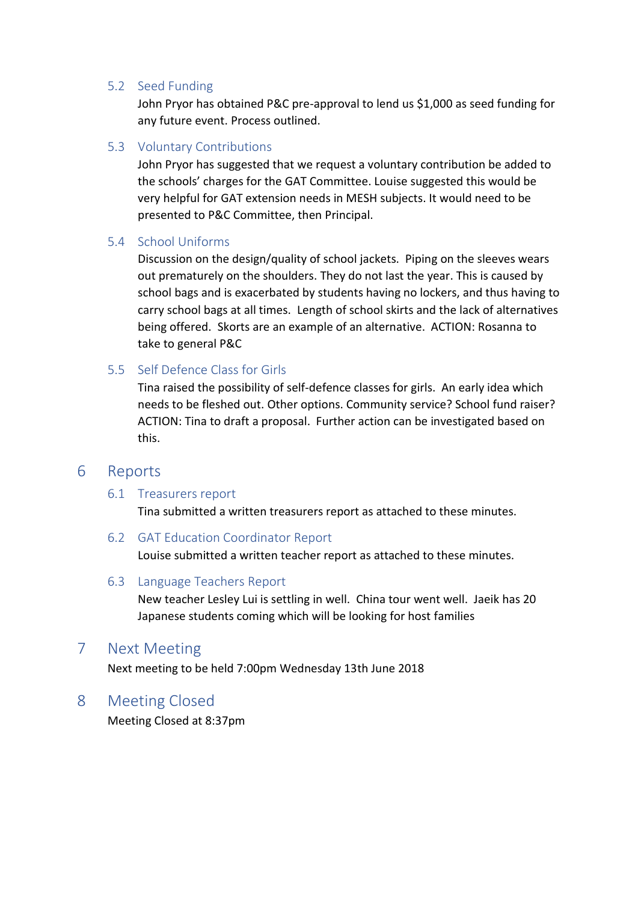### 5.2 Seed Funding

John Pryor has obtained P&C pre-approval to lend us $1,000 as seed funding for any future event. Process outlined.

### 5.3 Voluntary Contributions

John Pryor has suggested that we request a voluntary contribution be added to the schools' charges for the GAT Committee. Louise suggested this would be very helpful for GAT extension needs in MESH subjects. It would need to be presented to P&C Committee, then Principal.

### 5.4 School Uniforms

Discussion on the design/quality of school jackets. Piping on the sleeves wears out prematurely on the shoulders. They do not last the year. This is caused by school bags and is exacerbated by students having no lockers, and thus having to carry school bags at all times. Length of school skirts and the lack of alternatives being offered. Skorts are an example of an alternative. ACTION: Rosanna to take to general P&C

### 5.5 Self Defence Class for Girls

Tina raised the possibility of self-defence classes for girls. An early idea which needs to be fleshed out. Other options. Community service? School fund raiser? ACTION: Tina to draft a proposal. Further action can be investigated based on this.

## 6 Reports

### 6.1 Treasurers report

Tina submitted a written treasurers report as attached to these minutes.

### 6.2 GAT Education Coordinator Report

Louise submitted a written teacher report as attached to these minutes.

### 6.3 Language Teachers Report

New teacher Lesley Lui is settling in well. China tour went well. Jaeik has 20 Japanese students coming which will be looking for host families

## 7 Next Meeting

Next meeting to be held 7:00pm Wednesday 13th June 2018

## 8 Meeting Closed

Meeting Closed at 8:37pm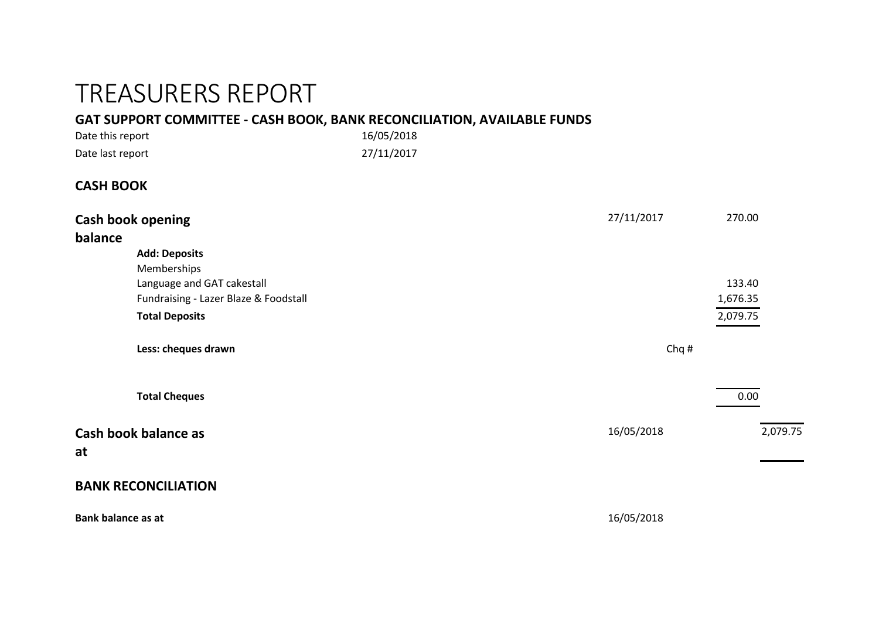# TREASURERS REPORT

## GAT SUPPORT COMMITTEE - CASH BOOK, BANK RECONCILIATION, AVAILABLE FUNDS

Date this report 16/05/2018

Date last report 27/11/2017

### CASH BOOK

| | | | | |
|---|---|---|---|---|
| **Cash book opening balance** | | 27/11/2017 | 270.00 | |
| **Add: Deposits** | | | | |
| Memberships | | | | |
| Language and GAT cakestall | | | 133.40 | |
| Fundraising - Lazer Blaze & Foodstall | | | 1,676.35 | |
| **Total Deposits** | | | 2,079.75 | |
| **Less: cheques drawn** | Chq # | | | |
| **Total Cheques** | | | 0.00 | |
| **Cash book balance as at** | | 16/05/2018 | | 2,079.75 |

### BANK RECONCILIATION

**Bank balance as at** 16/05/2018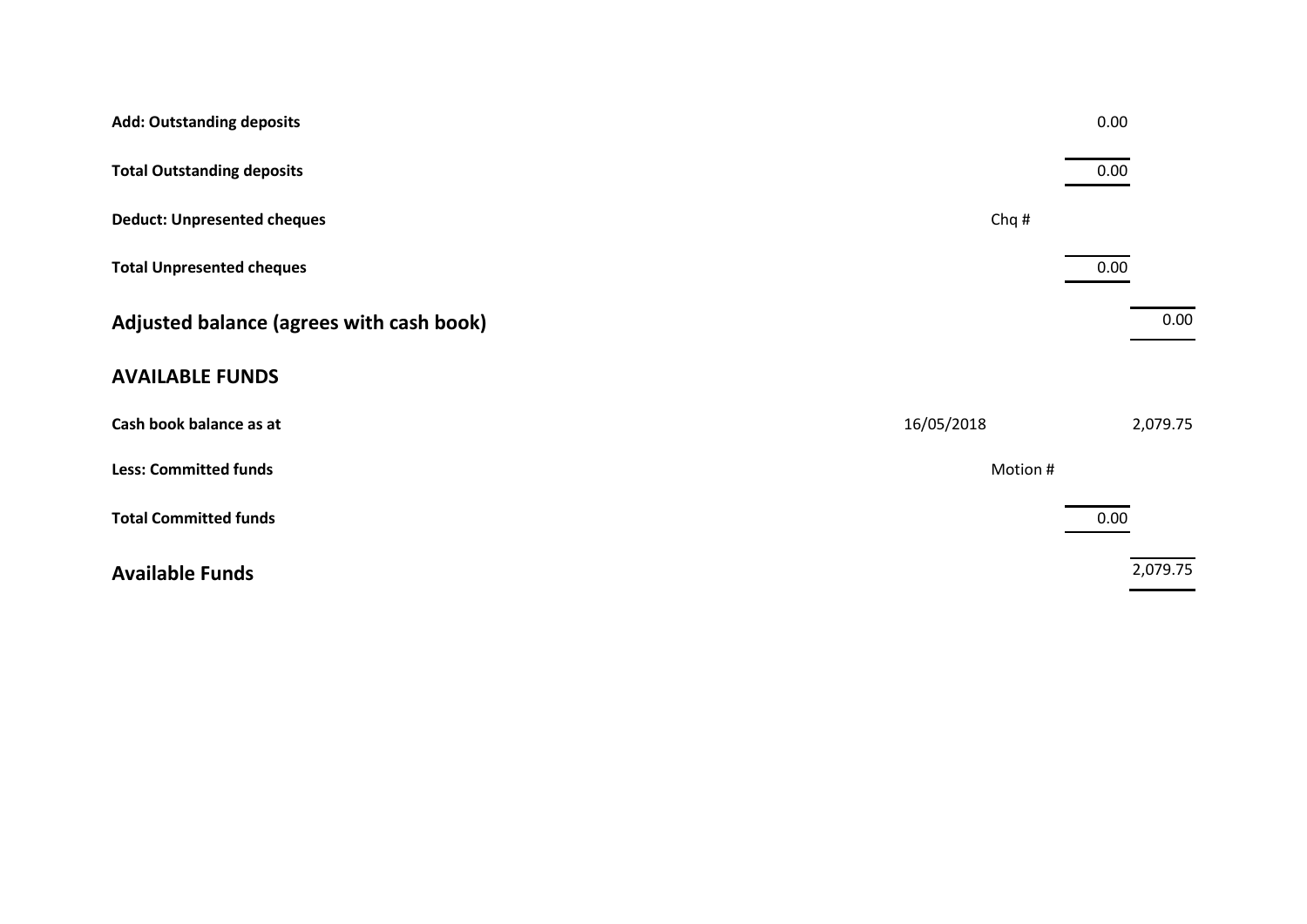| | | | |
|---|---|---|---|
| **Add: Outstanding deposits** | | 0.00 | |
| **Total Outstanding deposits** | | 0.00 | |
| **Deduct: Unpresented cheques** | Chq # | | |
| **Total Unpresented cheques** | | 0.00 | |
| **Adjusted balance (agrees with cash book)** | | | 0.00 |

## AVAILABLE FUNDS

| | | | |
|---|---|---|---|
| **Cash book balance as at** | 16/05/2018 | | 2,079.75 |
| **Less: Committed funds** | Motion # | | |
| **Total Committed funds** | | 0.00 | |
| **Available Funds** | | | 2,079.75 |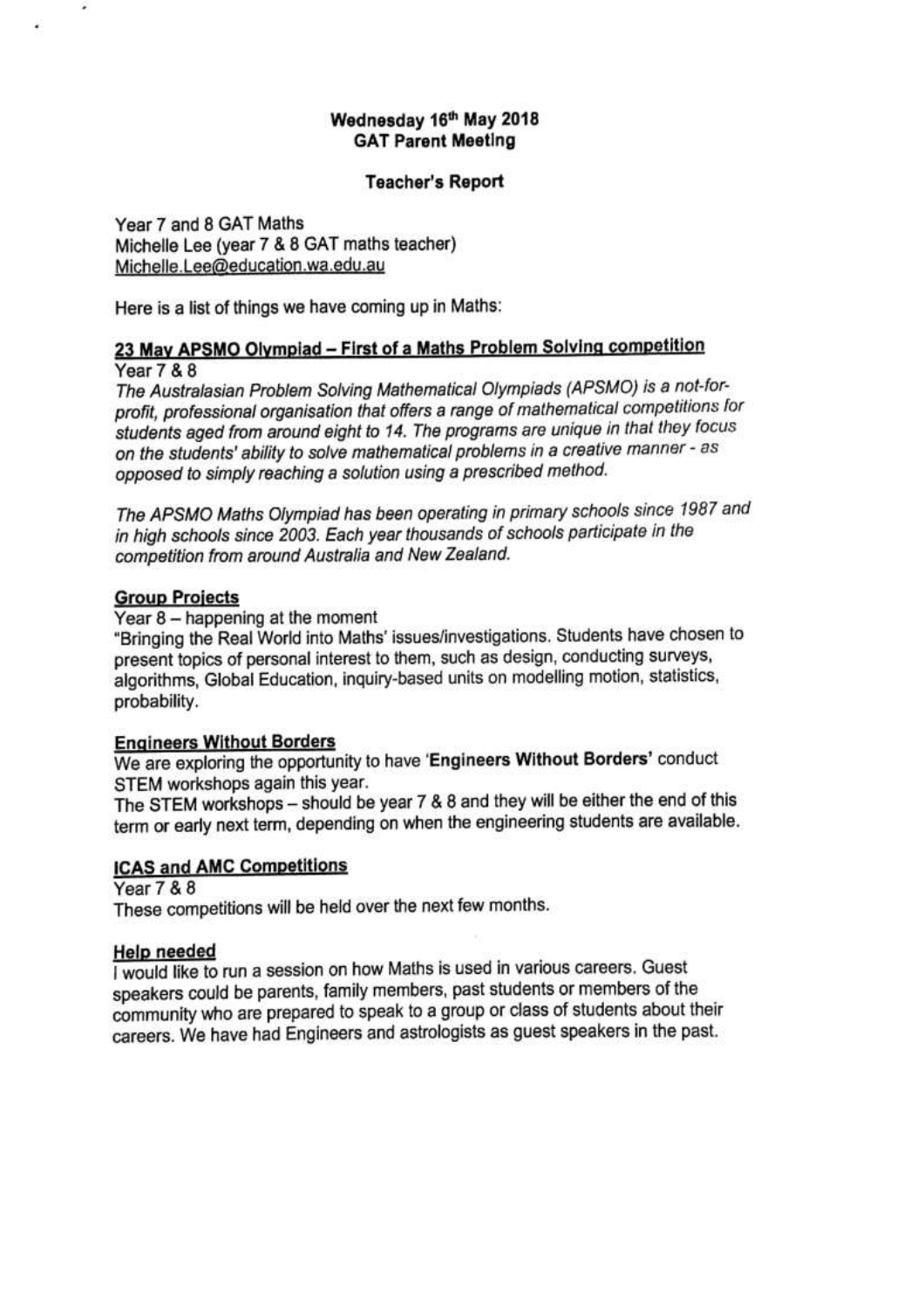**Wednesday 16th May 2018**
**GAT Parent Meeting**

**Teacher's Report**

Year 7 and 8 GAT Maths
Michelle Lee (year 7 & 8 GAT maths teacher)
Michelle.Lee@education.wa.edu.au

Here is a list of things we have coming up in Maths:

**23 May APSMO Olympiad – First of a Maths Problem Solving competition**

Year 7 & 8

*The Australasian Problem Solving Mathematical Olympiads (APSMO) is a not-for-profit, professional organisation that offers a range of mathematical competitions for students aged from around eight to 14. The programs are unique in that they focus on the students' ability to solve mathematical problems in a creative manner - as opposed to simply reaching a solution using a prescribed method.*

*The APSMO Maths Olympiad has been operating in primary schools since 1987 and in high schools since 2003. Each year thousands of schools participate in the competition from around Australia and New Zealand.*

**Group Projects**

Year 8 – happening at the moment

"Bringing the Real World into Maths' issues/investigations. Students have chosen to present topics of personal interest to them, such as design, conducting surveys, algorithms, Global Education, inquiry-based units on modelling motion, statistics, probability.

**Engineers Without Borders**

We are exploring the opportunity to have '**Engineers Without Borders**' conduct STEM workshops again this year.

The STEM workshops – should be year 7 & 8 and they will be either the end of this term or early next term, depending on when the engineering students are available.

**ICAS and AMC Competitions**

Year 7 & 8

These competitions will be held over the next few months.

**Help needed**

I would like to run a session on how Maths is used in various careers. Guest speakers could be parents, family members, past students or members of the community who are prepared to speak to a group or class of students about their careers. We have had Engineers and astrologists as guest speakers in the past.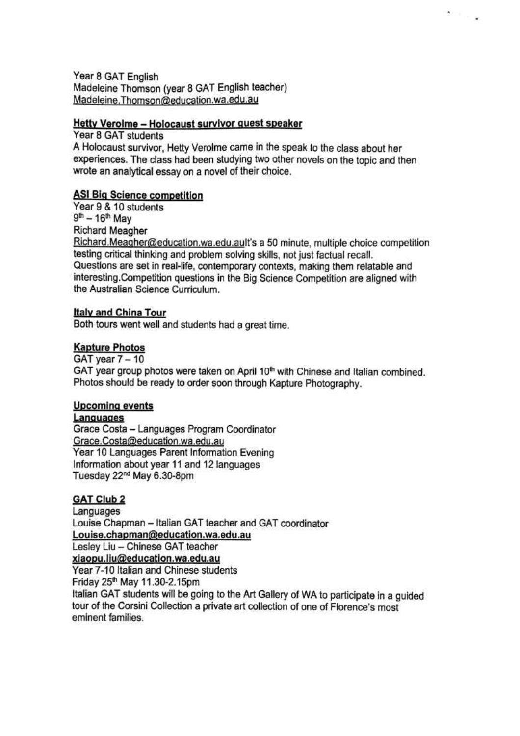Year 8 GAT English
Madeleine Thomson (year 8 GAT English teacher)
Madeleine.Thomson@education.wa.edu.au

### Hetty Verolme – Holocaust survivor guest speaker

Year 8 GAT students
A Holocaust survivor, Hetty Verolme came in the speak to the class about her experiences. The class had been studying two other novels on the topic and then wrote an analytical essay on a novel of their choice.

### ASI Big Science competition

Year 9 & 10 students
9th – 16th May
Richard Meagher
Richard.Meagher@education.wa.edu.auIt's a 50 minute, multiple choice competition testing critical thinking and problem solving skills, not just factual recall. Questions are set in real-life, contemporary contexts, making them relatable and interesting.Competition questions in the Big Science Competition are aligned with the Australian Science Curriculum.

### Italy and China Tour

Both tours went well and students had a great time.

### Kapture Photos

GAT year 7 – 10
GAT year group photos were taken on April 10th with Chinese and Italian combined. Photos should be ready to order soon through Kapture Photography.

## Upcoming events

### Languages

Grace Costa – Languages Program Coordinator
Grace.Costa@education.wa.edu.au
Year 10 Languages Parent Information Evening
Information about year 11 and 12 languages
Tuesday 22nd May 6.30-8pm

### GAT Club 2

Languages
Louise Chapman – Italian GAT teacher and GAT coordinator
**Louise.chapman@education.wa.edu.au**
Lesley Liu – Chinese GAT teacher
**xiaopu.liu@education.wa.edu.au**
Year 7-10 Italian and Chinese students
Friday 25th May 11.30-2.15pm
Italian GAT students will be going to the Art Gallery of WA to participate in a guided tour of the Corsini Collection a private art collection of one of Florence's most eminent families.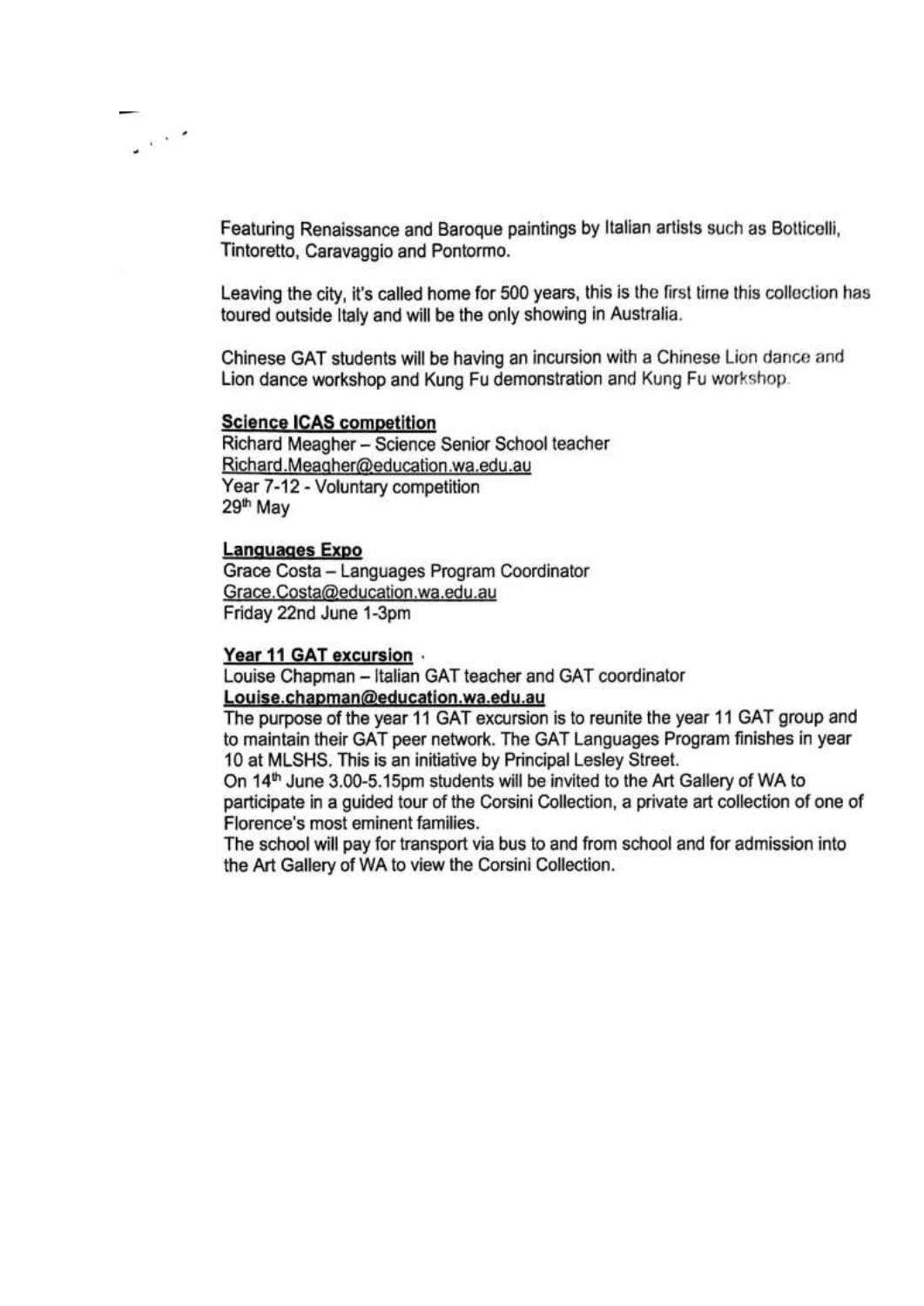Featuring Renaissance and Baroque paintings by Italian artists such as Botticelli, Tintoretto, Caravaggio and Pontormo.

Leaving the city, it's called home for 500 years, this is the first time this collection has toured outside Italy and will be the only showing in Australia.

Chinese GAT students will be having an incursion with a Chinese Lion dance and Lion dance workshop and Kung Fu demonstration and Kung Fu workshop.

**Science ICAS competition**
Richard Meagher – Science Senior School teacher
Richard.Meagher@education.wa.edu.au
Year 7-12 - Voluntary competition
29th May

**Languages Expo**
Grace Costa – Languages Program Coordinator
Grace.Costa@education.wa.edu.au
Friday 22nd June 1-3pm

**Year 11 GAT excursion**
Louise Chapman – Italian GAT teacher and GAT coordinator
**Louise.chapman@education.wa.edu.au**
The purpose of the year 11 GAT excursion is to reunite the year 11 GAT group and to maintain their GAT peer network. The GAT Languages Program finishes in year 10 at MLSHS. This is an initiative by Principal Lesley Street.
On 14th June 3.00-5.15pm students will be invited to the Art Gallery of WA to participate in a guided tour of the Corsini Collection, a private art collection of one of Florence's most eminent families.
The school will pay for transport via bus to and from school and for admission into the Art Gallery of WA to view the Corsini Collection.